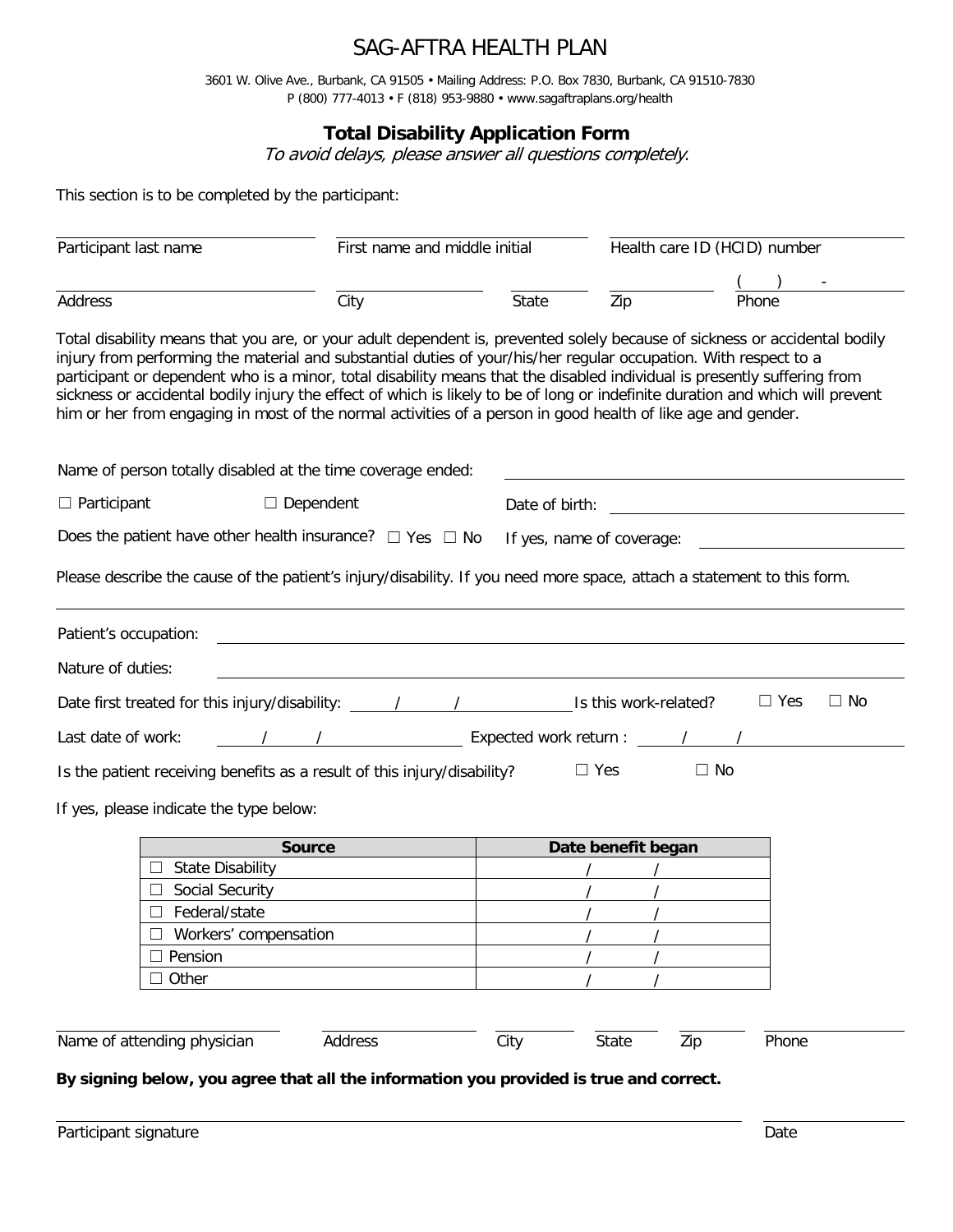# SAG-AFTRA HEALTH PLAN

3601 W. Olive Ave., Burbank, CA 91505 • Mailing Address: P.O. Box 7830, Burbank, CA 91510-7830
P (800) 777-4013 • F (818) 953-9880 • www.sagaftraplans.org/health

## Total Disability Application Form

*To avoid delays, please answer all questions completely.*

This section is to be completed by the participant:

| Participant last name | First name and middle initial | | Health care ID (HCID) number | |
|---|---|---|---|---|
| Address | City | State | Zip | ( ) - Phone |

Total disability means that you are, or your adult dependent is, prevented solely because of sickness or accidental bodily injury from performing the material and substantial duties of your/his/her regular occupation. With respect to a participant or dependent who is a minor, total disability means that the disabled individual is presently suffering from sickness or accidental bodily injury the effect of which is likely to be of long or indefinite duration and which will prevent him or her from engaging in most of the normal activities of a person in good health of like age and gender.

Name of person totally disabled at the time coverage ended: ______________________

☐ Participant ☐ Dependent Date of birth: ______________________

Does the patient have other health insurance? ☐ Yes ☐ No If yes, name of coverage: ______________________

Please describe the cause of the patient's injury/disability. If you need more space, attach a statement to this form.

______________________________________________________________________

Patient's occupation: ______________________

Nature of duties: ______________________

Date first treated for this injury/disability: ___/___/______ Is this work-related? ☐ Yes ☐ No

Last date of work: ___/___/______ Expected work return : ___/___/______

Is the patient receiving benefits as a result of this injury/disability? ☐ Yes ☐ No

If yes, please indicate the type below:

| Source | Date benefit began |
|---|---|
| ☐ State Disability | / / |
| ☐ Social Security | / / |
| ☐ Federal/state | / / |
| ☐ Workers' compensation | / / |
| ☐ Pension | / / |
| ☐ Other | / / |

| Name of attending physician | Address | City | State | Zip | Phone |
|---|---|---|---|---|---|

**By signing below, you agree that all the information you provided is true and correct.**

| Participant signature | Date |
|---|---|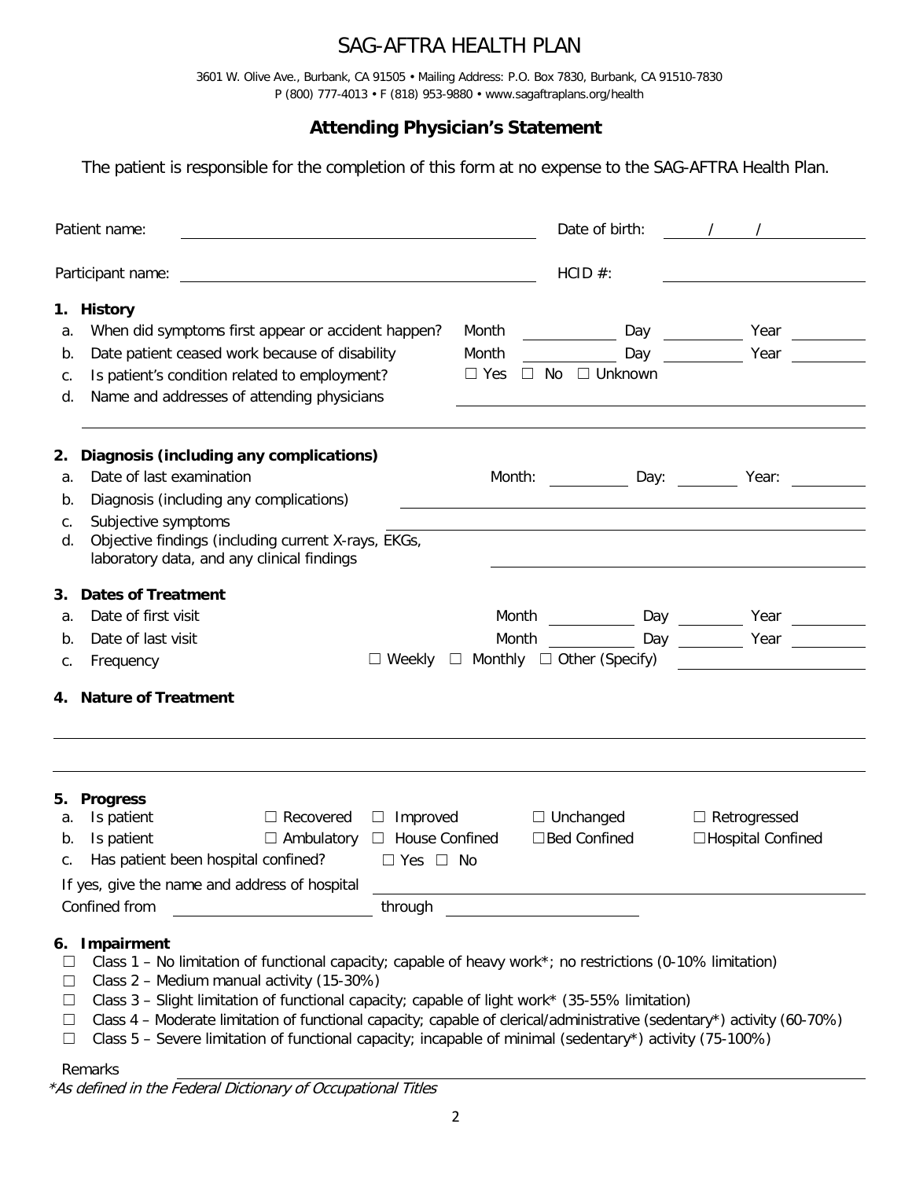# SAG-AFTRA HEALTH PLAN

3601 W. Olive Ave., Burbank, CA 91505 • Mailing Address: P.O. Box 7830, Burbank, CA 91510-7830
P (800) 777-4013 • F (818) 953-9880 • www.sagaftraplans.org/health

## Attending Physician's Statement

The patient is responsible for the completion of this form at no expense to the SAG-AFTRA Health Plan.

Patient name: ______________________ Date of birth: ____ / ____ / ____

Participant name: ______________________ HCID #: ______________________

### 1. History

a. When did symptoms first appear or accident happen? Month ________ Day ________ Year ________

b. Date patient ceased work because of disability Month ________ Day ________ Year ________

c. Is patient's condition related to employment? ☐ Yes ☐ No ☐ Unknown

d. Name and addresses of attending physicians ______________________

______________________

### 2. Diagnosis (including any complications)

a. Date of last examination Month: ________ Day: ________ Year: ________

b. Diagnosis (including any complications) ______________________

c. Subjective symptoms ______________________

d. Objective findings (including current X-rays, EKGs, laboratory data, and any clinical findings ______________________

### 3. Dates of Treatment

a. Date of first visit Month ________ Day ________ Year ________

b. Date of last visit Month ________ Day ________ Year ________

c. Frequency ☐ Weekly ☐ Monthly ☐ Other (Specify) ________

### 4. Nature of Treatment

______________________

______________________

### 5. Progress

a. Is patient ☐ Recovered ☐ Improved ☐ Unchanged ☐ Retrogressed

b. Is patient ☐ Ambulatory ☐ House Confined ☐ Bed Confined ☐ Hospital Confined

c. Has patient been hospital confined? ☐ Yes ☐ No

If yes, give the name and address of hospital ______________________

Confined from ______________ through ______________

### 6. Impairment

- ☐ Class 1 – No limitation of functional capacity; capable of heavy work*; no restrictions (0-10% limitation)
- ☐ Class 2 – Medium manual activity (15-30%)
- ☐ Class 3 – Slight limitation of functional capacity; capable of light work* (35-55% limitation)
- ☐ Class 4 – Moderate limitation of functional capacity; capable of clerical/administrative (sedentary*) activity (60-70%)
- ☐ Class 5 – Severe limitation of functional capacity; incapable of minimal (sedentary*) activity (75-100%)

Remarks ______________________

*\*As defined in the Federal Dictionary of Occupational Titles*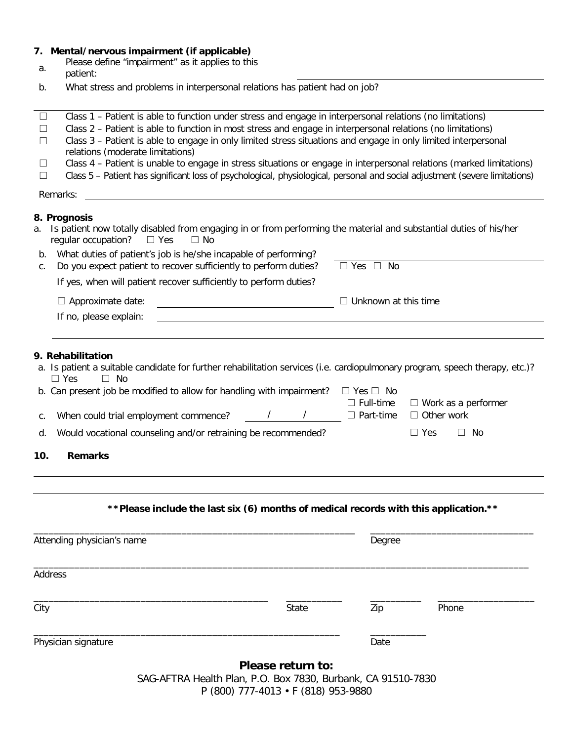**7. Mental/nervous impairment (if applicable)**

a. Please define "impairment" as it applies to this patient: \_\_\_\_\_\_\_\_\_\_\_\_\_\_\_\_\_\_\_\_\_\_\_\_\_\_\_\_\_\_

b. What stress and problems in interpersonal relations has patient had on job?

\_\_\_\_\_\_\_\_\_\_\_\_\_\_\_\_\_\_\_\_\_\_\_\_\_\_\_\_\_\_\_\_\_\_\_\_\_\_\_\_\_\_\_\_\_\_\_\_\_\_\_\_\_\_\_\_\_\_

- ☐ Class 1 – Patient is able to function under stress and engage in interpersonal relations (no limitations)
- ☐ Class 2 – Patient is able to function in most stress and engage in interpersonal relations (no limitations)
- ☐ Class 3 – Patient is able to engage in only limited stress situations and engage in only limited interpersonal relations (moderate limitations)
- ☐ Class 4 – Patient is unable to engage in stress situations or engage in interpersonal relations (marked limitations)
- ☐ Class 5 – Patient has significant loss of psychological, physiological, personal and social adjustment (severe limitations)

Remarks: \_\_\_\_\_\_\_\_\_\_\_\_\_\_\_\_\_\_\_\_\_\_\_\_\_\_\_\_\_\_\_\_\_\_\_\_\_\_\_\_\_\_\_\_\_\_\_\_\_\_\_\_\_\_\_\_\_\_

**8. Prognosis**

a. Is patient now totally disabled from engaging in or from performing the material and substantial duties of his/her regular occupation? ☐ Yes ☐ No

b. What duties of patient's job is he/she incapable of performing? \_\_\_\_\_\_\_\_\_\_\_\_\_\_\_\_\_\_\_\_\_\_\_\_\_\_\_\_\_\_

c. Do you expect patient to recover sufficiently to perform duties? ☐ Yes ☐ No

If yes, when will patient recover sufficiently to perform duties?

☐ Approximate date: \_\_\_\_\_\_\_\_\_\_\_\_\_\_\_\_\_\_\_\_\_\_\_\_\_\_\_\_\_\_ ☐ Unknown at this time

If no, please explain: \_\_\_\_\_\_\_\_\_\_\_\_\_\_\_\_\_\_\_\_\_\_\_\_\_\_\_\_\_\_\_\_\_\_\_\_\_\_\_\_\_\_\_\_\_\_\_\_\_\_\_\_\_\_\_\_\_\_

\_\_\_\_\_\_\_\_\_\_\_\_\_\_\_\_\_\_\_\_\_\_\_\_\_\_\_\_\_\_\_\_\_\_\_\_\_\_\_\_\_\_\_\_\_\_\_\_\_\_\_\_\_\_\_\_\_\_

**9. Rehabilitation**

a. Is patient a suitable candidate for further rehabilitation services (i.e. cardiopulmonary program, speech therapy, etc.)? ☐ Yes ☐ No

b. Can present job be modified to allow for handling with impairment? ☐ Yes ☐ No

c. When could trial employment commence? \_\_\_\_/\_\_\_\_/\_\_\_\_ ☐ Full-time ☐ Part-time ☐ Work as a performer ☐ Other work

d. Would vocational counseling and/or retraining be recommended? ☐ Yes ☐ No

**10. Remarks**

\_\_\_\_\_\_\_\_\_\_\_\_\_\_\_\_\_\_\_\_\_\_\_\_\_\_\_\_\_\_\_\_\_\_\_\_\_\_\_\_\_\_\_\_\_\_\_\_\_\_\_\_\_\_\_\_\_\_

\_\_\_\_\_\_\_\_\_\_\_\_\_\_\_\_\_\_\_\_\_\_\_\_\_\_\_\_\_\_\_\_\_\_\_\_\_\_\_\_\_\_\_\_\_\_\_\_\_\_\_\_\_\_\_\_\_\_

**\*\*Please include the last six (6) months of medical records with this application.\*\***

\_\_\_\_\_\_\_\_\_\_\_\_\_\_\_\_\_\_\_\_\_\_\_\_\_\_\_\_\_\_\_\_\_\_\_\_\_\_\_\_ \_\_\_\_\_\_\_\_\_\_\_\_\_\_\_\_\_\_\_\_
Attending physician's name Degree

\_\_\_\_\_\_\_\_\_\_\_\_\_\_\_\_\_\_\_\_\_\_\_\_\_\_\_\_\_\_\_\_\_\_\_\_\_\_\_\_\_\_\_\_\_\_\_\_\_\_\_\_\_\_\_\_\_\_
Address

\_\_\_\_\_\_\_\_\_\_\_\_\_\_\_\_\_\_\_\_\_\_\_\_\_\_\_\_ \_\_\_\_\_\_\_\_ \_\_\_\_\_\_\_\_ \_\_\_\_\_\_\_\_\_\_\_\_
City State Zip Phone

\_\_\_\_\_\_\_\_\_\_\_\_\_\_\_\_\_\_\_\_\_\_\_\_\_\_\_\_\_\_\_\_\_\_\_\_\_\_ \_\_\_\_\_\_\_\_
Physician signature Date

**Please return to:**

SAG-AFTRA Health Plan, P.O. Box 7830, Burbank, CA 91510-7830
P (800) 777-4013 • F (818) 953-9880